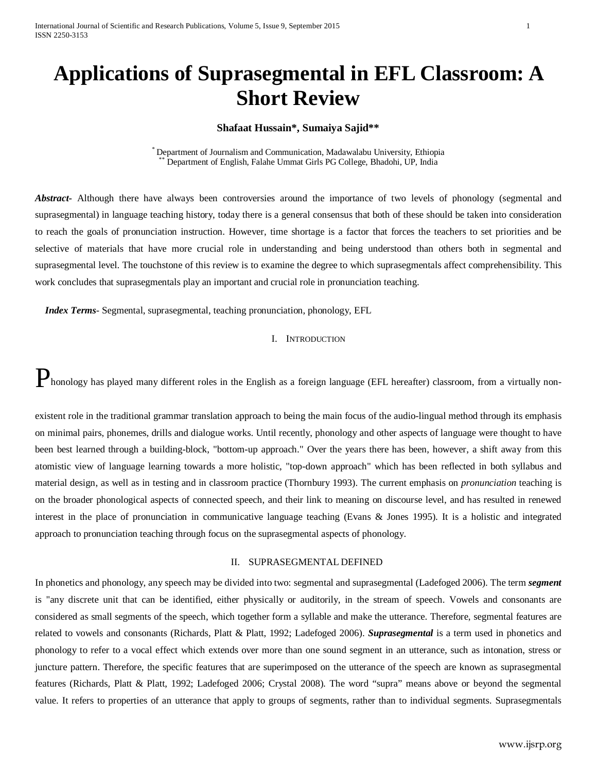# Applications of Suprasegmental in EFL Classroom: A Short Review

**Shafaat Hussain*, Sumaiya Sajid****

[*] Department of Journalism and Communication, Madawalabu University, Ethiopia
[**] Department of English, Falahe Ummat Girls PG College, Bhadohi, UP, India

***Abstract-*** Although there have always been controversies around the importance of two levels of phonology (segmental and suprasegmental) in language teaching history, today there is a general consensus that both of these should be taken into consideration to reach the goals of pronunciation instruction. However, time shortage is a factor that forces the teachers to set priorities and be selective of materials that have more crucial role in understanding and being understood than others both in segmental and suprasegmental level. The touchstone of this review is to examine the degree to which suprasegmentals affect comprehensibility. This work concludes that suprasegmentals play an important and crucial role in pronunciation teaching.

***Index Terms-*** Segmental, suprasegmental, teaching pronunciation, phonology, EFL

## I. Introduction

Phonology has played many different roles in the English as a foreign language (EFL hereafter) classroom, from a virtually non-existent role in the traditional grammar translation approach to being the main focus of the audio-lingual method through its emphasis on minimal pairs, phonemes, drills and dialogue works. Until recently, phonology and other aspects of language were thought to have been best learned through a building-block, "bottom-up approach." Over the years there has been, however, a shift away from this atomistic view of language learning towards a more holistic, "top-down approach" which has been reflected in both syllabus and material design, as well as in testing and in classroom practice (Thornbury 1993). The current emphasis on *pronunciation* teaching is on the broader phonological aspects of connected speech, and their link to meaning on discourse level, and has resulted in renewed interest in the place of pronunciation in communicative language teaching (Evans & Jones 1995). It is a holistic and integrated approach to pronunciation teaching through focus on the suprasegmental aspects of phonology.

## II. Suprasegmental Defined

In phonetics and phonology, any speech may be divided into two: segmental and suprasegmental (Ladefoged 2006). The term ***segment*** is "any discrete unit that can be identified, either physically or auditorily, in the stream of speech. Vowels and consonants are considered as small segments of the speech, which together form a syllable and make the utterance. Therefore, segmental features are related to vowels and consonants (Richards, Platt & Platt, 1992; Ladefoged 2006). ***Suprasegmental*** is a term used in phonetics and phonology to refer to a vocal effect which extends over more than one sound segment in an utterance, such as intonation, stress or juncture pattern. Therefore, the specific features that are superimposed on the utterance of the speech are known as suprasegmental features (Richards, Platt & Platt, 1992; Ladefoged 2006; Crystal 2008). The word "supra" means above or beyond the segmental value. It refers to properties of an utterance that apply to groups of segments, rather than to individual segments. Suprasegmentals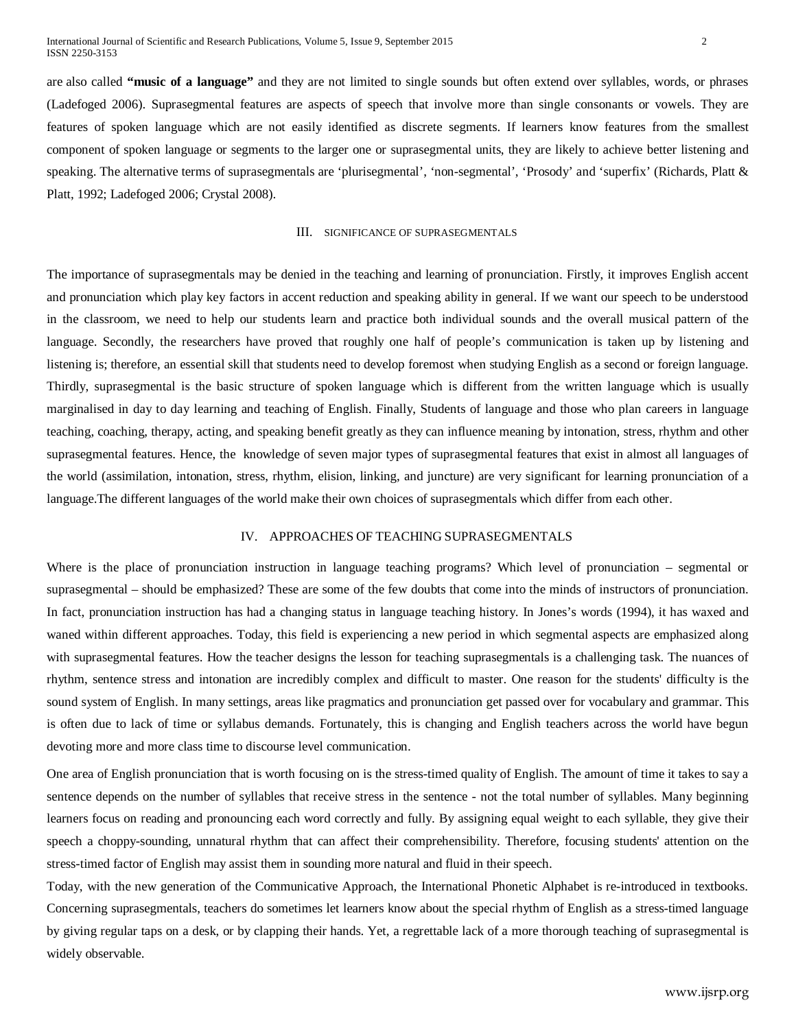are also called **"music of a language"** and they are not limited to single sounds but often extend over syllables, words, or phrases (Ladefoged 2006). Suprasegmental features are aspects of speech that involve more than single consonants or vowels. They are features of spoken language which are not easily identified as discrete segments. If learners know features from the smallest component of spoken language or segments to the larger one or suprasegmental units, they are likely to achieve better listening and speaking. The alternative terms of suprasegmentals are 'plurisegmental', 'non-segmental', 'Prosody' and 'superfix' (Richards, Platt & Platt, 1992; Ladefoged 2006; Crystal 2008).

## III. SIGNIFICANCE OF SUPRASEGMENTALS

The importance of suprasegmentals may be denied in the teaching and learning of pronunciation. Firstly, it improves English accent and pronunciation which play key factors in accent reduction and speaking ability in general. If we want our speech to be understood in the classroom, we need to help our students learn and practice both individual sounds and the overall musical pattern of the language. Secondly, the researchers have proved that roughly one half of people's communication is taken up by listening and listening is; therefore, an essential skill that students need to develop foremost when studying English as a second or foreign language. Thirdly, suprasegmental is the basic structure of spoken language which is different from the written language which is usually marginalised in day to day learning and teaching of English. Finally, Students of language and those who plan careers in language teaching, coaching, therapy, acting, and speaking benefit greatly as they can influence meaning by intonation, stress, rhythm and other suprasegmental features. Hence, the knowledge of seven major types of suprasegmental features that exist in almost all languages of the world (assimilation, intonation, stress, rhythm, elision, linking, and juncture) are very significant for learning pronunciation of a language.The different languages of the world make their own choices of suprasegmentals which differ from each other.

## IV. APPROACHES OF TEACHING SUPRASEGMENTALS

Where is the place of pronunciation instruction in language teaching programs? Which level of pronunciation – segmental or suprasegmental – should be emphasized? These are some of the few doubts that come into the minds of instructors of pronunciation. In fact, pronunciation instruction has had a changing status in language teaching history. In Jones's words (1994), it has waxed and waned within different approaches. Today, this field is experiencing a new period in which segmental aspects are emphasized along with suprasegmental features. How the teacher designs the lesson for teaching suprasegmentals is a challenging task. The nuances of rhythm, sentence stress and intonation are incredibly complex and difficult to master. One reason for the students' difficulty is the sound system of English. In many settings, areas like pragmatics and pronunciation get passed over for vocabulary and grammar. This is often due to lack of time or syllabus demands. Fortunately, this is changing and English teachers across the world have begun devoting more and more class time to discourse level communication.

One area of English pronunciation that is worth focusing on is the stress-timed quality of English. The amount of time it takes to say a sentence depends on the number of syllables that receive stress in the sentence - not the total number of syllables. Many beginning learners focus on reading and pronouncing each word correctly and fully. By assigning equal weight to each syllable, they give their speech a choppy-sounding, unnatural rhythm that can affect their comprehensibility. Therefore, focusing students' attention on the stress-timed factor of English may assist them in sounding more natural and fluid in their speech.

Today, with the new generation of the Communicative Approach, the International Phonetic Alphabet is re-introduced in textbooks. Concerning suprasegmentals, teachers do sometimes let learners know about the special rhythm of English as a stress-timed language by giving regular taps on a desk, or by clapping their hands. Yet, a regrettable lack of a more thorough teaching of suprasegmental is widely observable.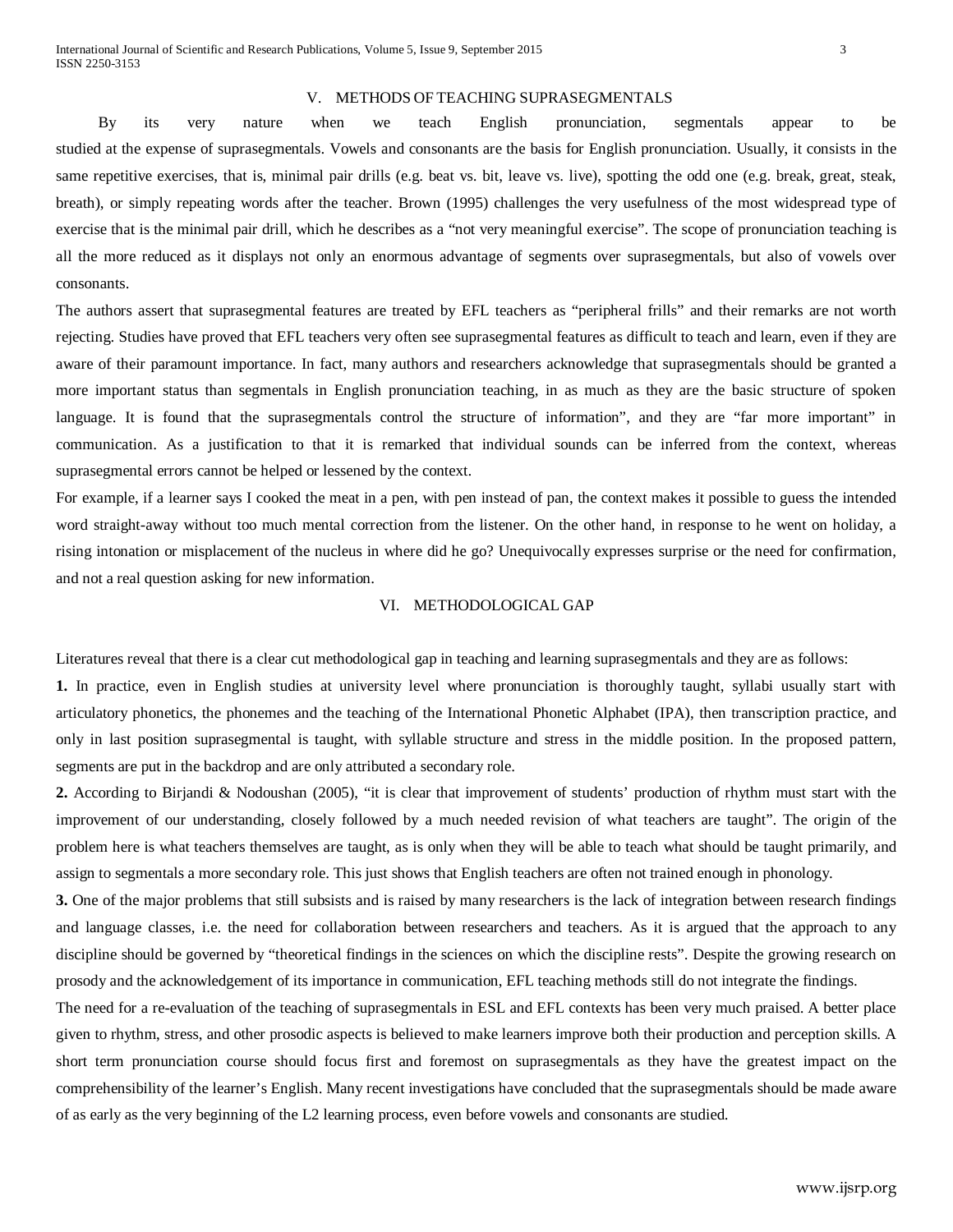## V. METHODS OF TEACHING SUPRASEGMENTALS

By its very nature when we teach English pronunciation, segmentals appear to be studied at the expense of suprasegmentals. Vowels and consonants are the basis for English pronunciation. Usually, it consists in the same repetitive exercises, that is, minimal pair drills (e.g. beat vs. bit, leave vs. live), spotting the odd one (e.g. break, great, steak, breath), or simply repeating words after the teacher. Brown (1995) challenges the very usefulness of the most widespread type of exercise that is the minimal pair drill, which he describes as a "not very meaningful exercise". The scope of pronunciation teaching is all the more reduced as it displays not only an enormous advantage of segments over suprasegmentals, but also of vowels over consonants.

The authors assert that suprasegmental features are treated by EFL teachers as "peripheral frills" and their remarks are not worth rejecting. Studies have proved that EFL teachers very often see suprasegmental features as difficult to teach and learn, even if they are aware of their paramount importance. In fact, many authors and researchers acknowledge that suprasegmentals should be granted a more important status than segmentals in English pronunciation teaching, in as much as they are the basic structure of spoken language. It is found that the suprasegmentals control the structure of information", and they are "far more important" in communication. As a justification to that it is remarked that individual sounds can be inferred from the context, whereas suprasegmental errors cannot be helped or lessened by the context.

For example, if a learner says I cooked the meat in a pen, with pen instead of pan, the context makes it possible to guess the intended word straight-away without too much mental correction from the listener. On the other hand, in response to he went on holiday, a rising intonation or misplacement of the nucleus in where did he go? Unequivocally expresses surprise or the need for confirmation, and not a real question asking for new information.

## VI. METHODOLOGICAL GAP

Literatures reveal that there is a clear cut methodological gap in teaching and learning suprasegmentals and they are as follows:

**1.** In practice, even in English studies at university level where pronunciation is thoroughly taught, syllabi usually start with articulatory phonetics, the phonemes and the teaching of the International Phonetic Alphabet (IPA), then transcription practice, and only in last position suprasegmental is taught, with syllable structure and stress in the middle position. In the proposed pattern, segments are put in the backdrop and are only attributed a secondary role.

**2.** According to Birjandi & Nodoushan (2005), "it is clear that improvement of students' production of rhythm must start with the improvement of our understanding, closely followed by a much needed revision of what teachers are taught". The origin of the problem here is what teachers themselves are taught, as is only when they will be able to teach what should be taught primarily, and assign to segmentals a more secondary role. This just shows that English teachers are often not trained enough in phonology.

**3.** One of the major problems that still subsists and is raised by many researchers is the lack of integration between research findings and language classes, i.e. the need for collaboration between researchers and teachers. As it is argued that the approach to any discipline should be governed by "theoretical findings in the sciences on which the discipline rests". Despite the growing research on prosody and the acknowledgement of its importance in communication, EFL teaching methods still do not integrate the findings.

The need for a re-evaluation of the teaching of suprasegmentals in ESL and EFL contexts has been very much praised. A better place given to rhythm, stress, and other prosodic aspects is believed to make learners improve both their production and perception skills. A short term pronunciation course should focus first and foremost on suprasegmentals as they have the greatest impact on the comprehensibility of the learner's English. Many recent investigations have concluded that the suprasegmentals should be made aware of as early as the very beginning of the L2 learning process, even before vowels and consonants are studied.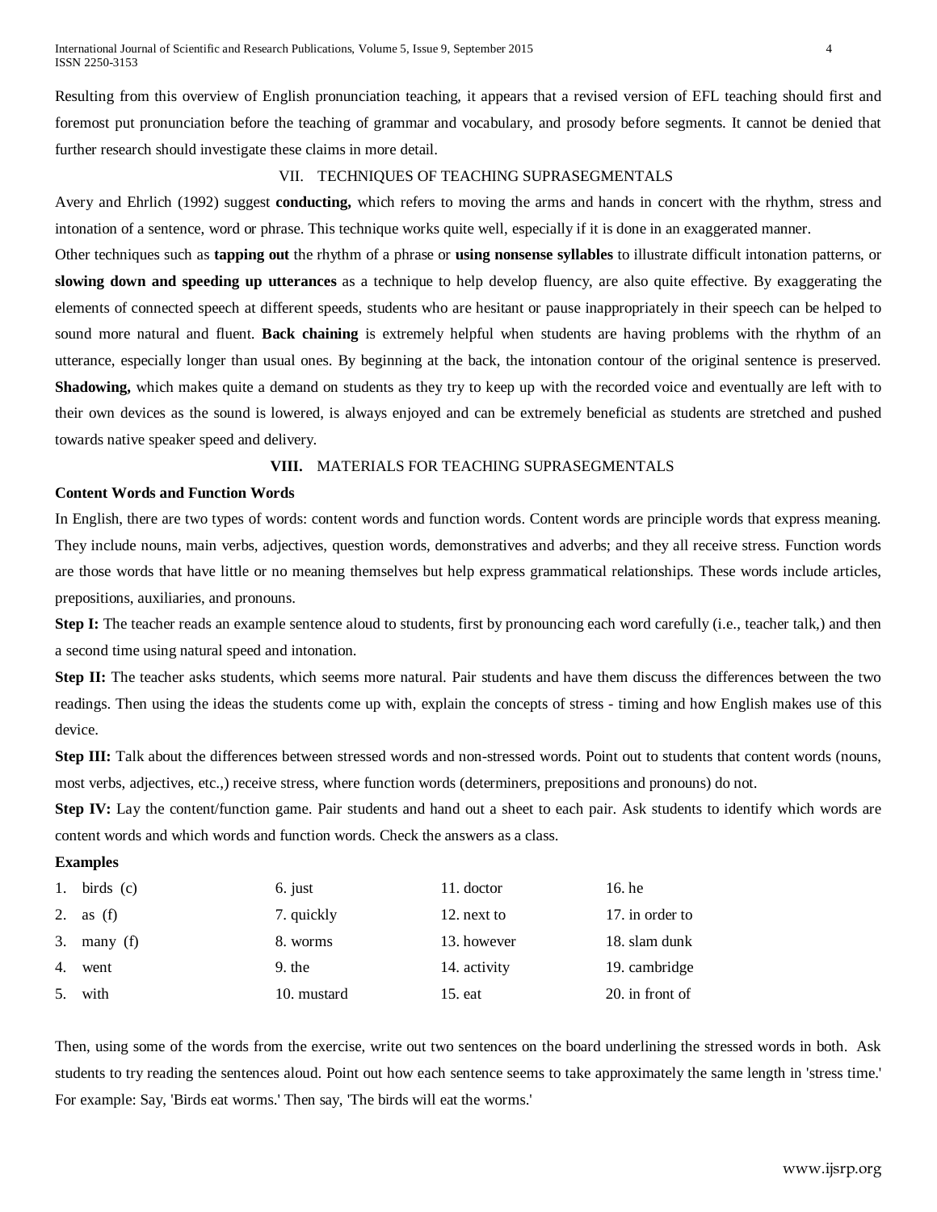Resulting from this overview of English pronunciation teaching, it appears that a revised version of EFL teaching should first and foremost put pronunciation before the teaching of grammar and vocabulary, and prosody before segments. It cannot be denied that further research should investigate these claims in more detail.

## VII. TECHNIQUES OF TEACHING SUPRASEGMENTALS

Avery and Ehrlich (1992) suggest **conducting,** which refers to moving the arms and hands in concert with the rhythm, stress and intonation of a sentence, word or phrase. This technique works quite well, especially if it is done in an exaggerated manner.

Other techniques such as **tapping out** the rhythm of a phrase or **using nonsense syllables** to illustrate difficult intonation patterns, or **slowing down and speeding up utterances** as a technique to help develop fluency, are also quite effective. By exaggerating the elements of connected speech at different speeds, students who are hesitant or pause inappropriately in their speech can be helped to sound more natural and fluent. **Back chaining** is extremely helpful when students are having problems with the rhythm of an utterance, especially longer than usual ones. By beginning at the back, the intonation contour of the original sentence is preserved. **Shadowing,** which makes quite a demand on students as they try to keep up with the recorded voice and eventually are left with to their own devices as the sound is lowered, is always enjoyed and can be extremely beneficial as students are stretched and pushed towards native speaker speed and delivery.

## VIII. MATERIALS FOR TEACHING SUPRASEGMENTALS

**Content Words and Function Words**

In English, there are two types of words: content words and function words. Content words are principle words that express meaning. They include nouns, main verbs, adjectives, question words, demonstratives and adverbs; and they all receive stress. Function words are those words that have little or no meaning themselves but help express grammatical relationships. These words include articles, prepositions, auxiliaries, and pronouns.

**Step I:** The teacher reads an example sentence aloud to students, first by pronouncing each word carefully (i.e., teacher talk,) and then a second time using natural speed and intonation.

**Step II:** The teacher asks students, which seems more natural. Pair students and have them discuss the differences between the two readings. Then using the ideas the students come up with, explain the concepts of stress - timing and how English makes use of this device.

**Step III:** Talk about the differences between stressed words and non-stressed words. Point out to students that content words (nouns, most verbs, adjectives, etc.,) receive stress, where function words (determiners, prepositions and pronouns) do not.

**Step IV:** Lay the content/function game. Pair students and hand out a sheet to each pair. Ask students to identify which words are content words and which words and function words. Check the answers as a class.

**Examples**

| | | | |
|---|---|---|---|
| 1. birds (c) | 6. just | 11. doctor | 16. he |
| 2. as (f) | 7. quickly | 12. next to | 17. in order to |
| 3. many (f) | 8. worms | 13. however | 18. slam dunk |
| 4. went | 9. the | 14. activity | 19. cambridge |
| 5. with | 10. mustard | 15. eat | 20. in front of |

Then, using some of the words from the exercise, write out two sentences on the board underlining the stressed words in both. Ask students to try reading the sentences aloud. Point out how each sentence seems to take approximately the same length in 'stress time.' For example: Say, 'Birds eat worms.' Then say, 'The birds will eat the worms.'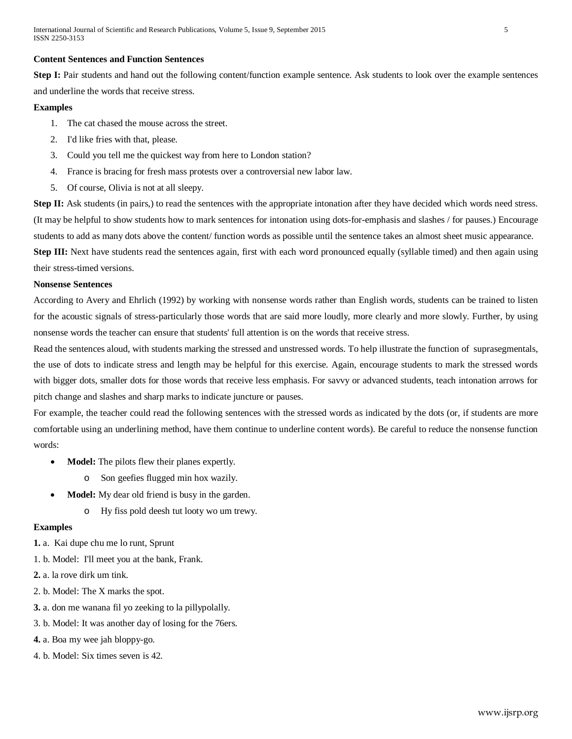**Content Sentences and Function Sentences**

**Step I:** Pair students and hand out the following content/function example sentence. Ask students to look over the example sentences and underline the words that receive stress.

**Examples**

1. The cat chased the mouse across the street.
2. I'd like fries with that, please.
3. Could you tell me the quickest way from here to London station?
4. France is bracing for fresh mass protests over a controversial new labor law.
5. Of course, Olivia is not at all sleepy.

**Step II:** Ask students (in pairs,) to read the sentences with the appropriate intonation after they have decided which words need stress. (It may be helpful to show students how to mark sentences for intonation using dots-for-emphasis and slashes / for pauses.) Encourage students to add as many dots above the content/ function words as possible until the sentence takes an almost sheet music appearance.

**Step III:** Next have students read the sentences again, first with each word pronounced equally (syllable timed) and then again using their stress-timed versions.

**Nonsense Sentences**

According to Avery and Ehrlich (1992) by working with nonsense words rather than English words, students can be trained to listen for the acoustic signals of stress-particularly those words that are said more loudly, more clearly and more slowly. Further, by using nonsense words the teacher can ensure that students' full attention is on the words that receive stress.

Read the sentences aloud, with students marking the stressed and unstressed words. To help illustrate the function of suprasegmentals, the use of dots to indicate stress and length may be helpful for this exercise. Again, encourage students to mark the stressed words with bigger dots, smaller dots for those words that receive less emphasis. For savvy or advanced students, teach intonation arrows for pitch change and slashes and sharp marks to indicate juncture or pauses.

For example, the teacher could read the following sentences with the stressed words as indicated by the dots (or, if students are more comfortable using an underlining method, have them continue to underline content words). Be careful to reduce the nonsense function words:

- **Model:** The pilots flew their planes expertly.
    - Son geefies flugged min hox wazily.
- **Model:** My dear old friend is busy in the garden.
    - Hy fiss pold deesh tut looty wo um trewy.

**Examples**

**1.** a. Kai dupe chu me lo runt, Sprunt

1. b. Model: I'll meet you at the bank, Frank.

**2.** a. la rove dirk um tink.

2. b. Model: The X marks the spot.

**3.** a. don me wanana fil yo zeeking to la pillypolally.

3. b. Model: It was another day of losing for the 76ers.

**4.** a. Boa my wee jah bloppy-go.

4. b. Model: Six times seven is 42.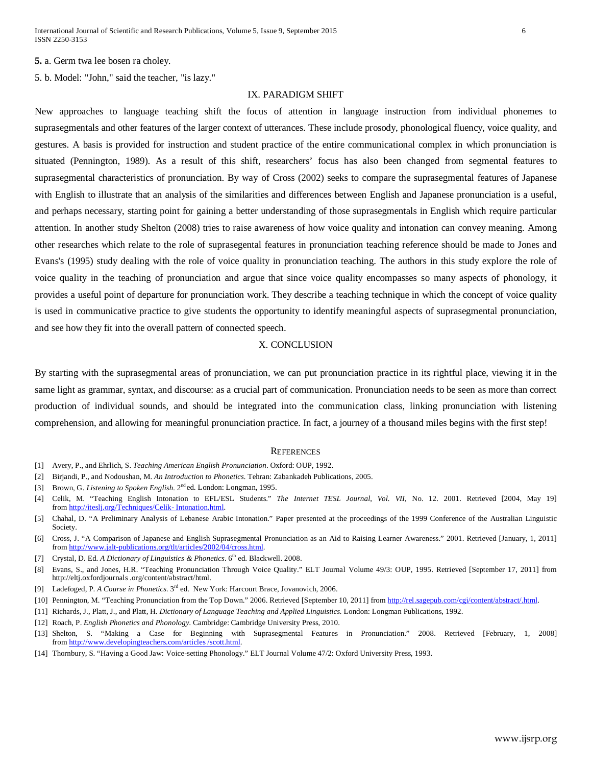**5.** a. Germ twa lee bosen ra choley.

5. b. Model: "John," said the teacher, "is lazy."

## IX. PARADIGM SHIFT

New approaches to language teaching shift the focus of attention in language instruction from individual phonemes to suprasegmentals and other features of the larger context of utterances. These include prosody, phonological fluency, voice quality, and gestures. A basis is provided for instruction and student practice of the entire communicational complex in which pronunciation is situated (Pennington, 1989). As a result of this shift, researchers' focus has also been changed from segmental features to suprasegmental characteristics of pronunciation. By way of Cross (2002) seeks to compare the suprasegmental features of Japanese with English to illustrate that an analysis of the similarities and differences between English and Japanese pronunciation is a useful, and perhaps necessary, starting point for gaining a better understanding of those suprasegmentals in English which require particular attention. In another study Shelton (2008) tries to raise awareness of how voice quality and intonation can convey meaning. Among other researches which relate to the role of suprasegental features in pronunciation teaching reference should be made to Jones and Evans's (1995) study dealing with the role of voice quality in pronunciation teaching. The authors in this study explore the role of voice quality in the teaching of pronunciation and argue that since voice quality encompasses so many aspects of phonology, it provides a useful point of departure for pronunciation work. They describe a teaching technique in which the concept of voice quality is used in communicative practice to give students the opportunity to identify meaningful aspects of suprasegmental pronunciation, and see how they fit into the overall pattern of connected speech.

## X. CONCLUSION

By starting with the suprasegmental areas of pronunciation, we can put pronunciation practice in its rightful place, viewing it in the same light as grammar, syntax, and discourse: as a crucial part of communication. Pronunciation needs to be seen as more than correct production of individual sounds, and should be integrated into the communication class, linking pronunciation with listening comprehension, and allowing for meaningful pronunciation practice. In fact, a journey of a thousand miles begins with the first step!

## REFERENCES

[1] Avery, P., and Ehrlich, S. *Teaching American English Pronunciation*. Oxford: OUP, 1992.

[2] Birjandi, P., and Nodoushan, M. *An Introduction to Phonetics*. Tehran: Zabankadeh Publications, 2005.

[3] Brown, G. *Listening to Spoken English*. 2nd ed. London: Longman, 1995.

[4] Celik, M. "Teaching English Intonation to EFL/ESL Students." *The Internet TESL Journal*, *Vol. VII*, No. 12. 2001. Retrieved [2004, May 19] from http://iteslj.org/Techniques/Celik- Intonation.html.

[5] Chahal, D. "A Preliminary Analysis of Lebanese Arabic Intonation." Paper presented at the proceedings of the 1999 Conference of the Australian Linguistic Society.

[6] Cross, J. "A Comparison of Japanese and English Suprasegmental Pronunciation as an Aid to Raising Learner Awareness." 2001. Retrieved [January, 1, 2011] from http://www.jalt-publications.org/tlt/articles/2002/04/cross.html.

[7] Crystal, D. Ed. *A Dictionary of Linguistics & Phonetics*. 6th ed. Blackwell. 2008.

[8] Evans, S., and Jones, H.R. "Teaching Pronunciation Through Voice Quality." ELT Journal Volume 49/3: OUP, 1995. Retrieved [September 17, 2011] from http://eltj.oxfordjournals .org/content/abstract/html.

[9] Ladefoged, P. *A Course in Phonetics*. 3rd ed. New York: Harcourt Brace, Jovanovich, 2006.

[10] Pennington, M. "Teaching Pronunciation from the Top Down." 2006. Retrieved [September 10, 2011] from http://rel.sagepub.com/cgi/content/abstract/.html.

[11] Richards, J., Platt, J., and Platt, H. *Dictionary of Language Teaching and Applied Linguistics*. London: Longman Publications, 1992.

[12] Roach, P. *English Phonetics and Phonology*. Cambridge: Cambridge University Press, 2010.

[13] Shelton, S. "Making a Case for Beginning with Suprasegmental Features in Pronunciation." 2008. Retrieved [February, 1, 2008] from http://www.developingteachers.com/articles /scott.html.

[14] Thornbury, S. "Having a Good Jaw: Voice-setting Phonology." ELT Journal Volume 47/2: Oxford University Press, 1993.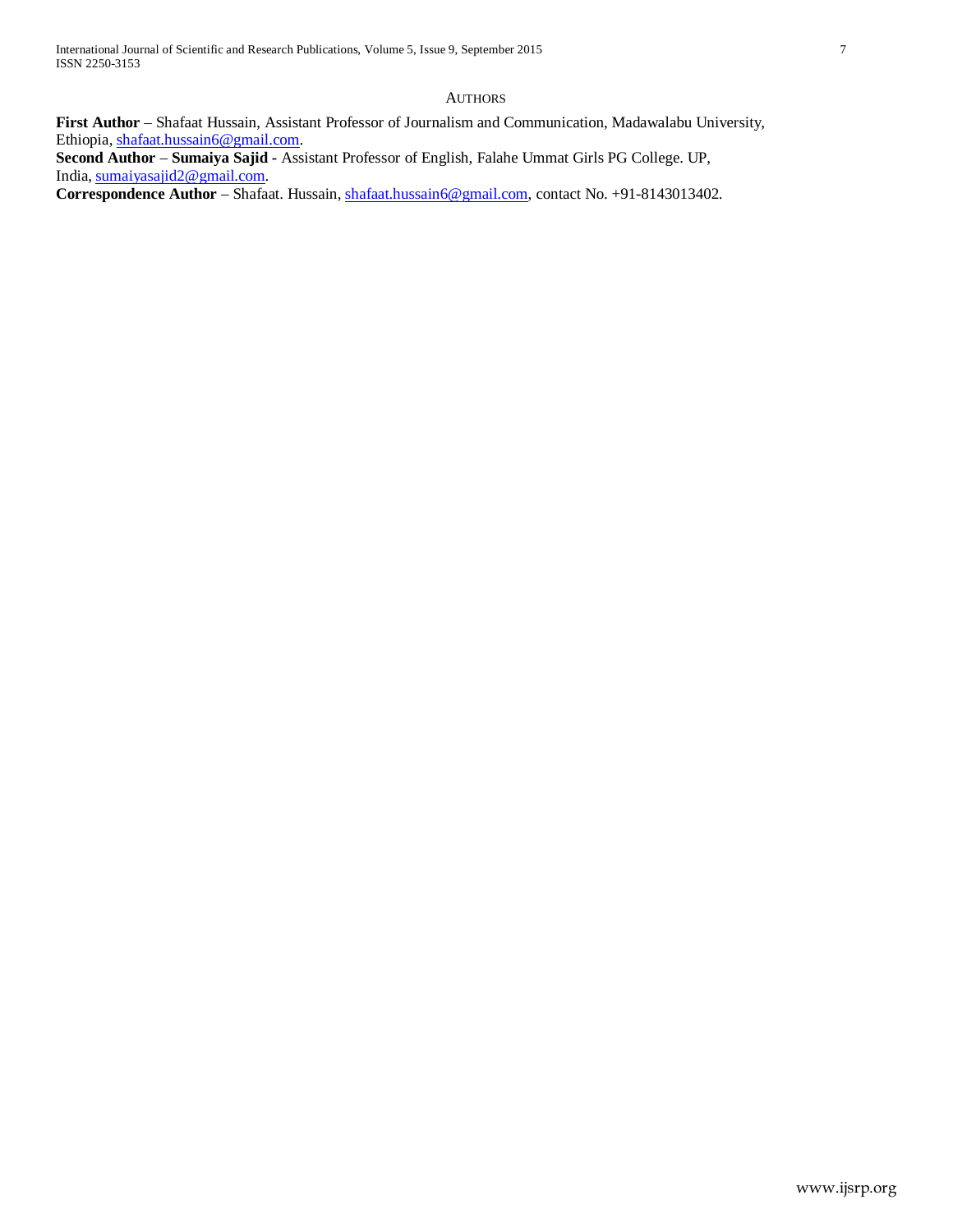## Authors

**First Author** – Shafaat Hussain, Assistant Professor of Journalism and Communication, Madawalabu University, Ethiopia, shafaat.hussain6@gmail.com.

**Second Author** – **Sumaiya Sajid** - Assistant Professor of English, Falahe Ummat Girls PG College. UP, India, sumaiyasajid2@gmail.com.

**Correspondence Author** – Shafaat. Hussain, shafaat.hussain6@gmail.com, contact No. +91-8143013402.